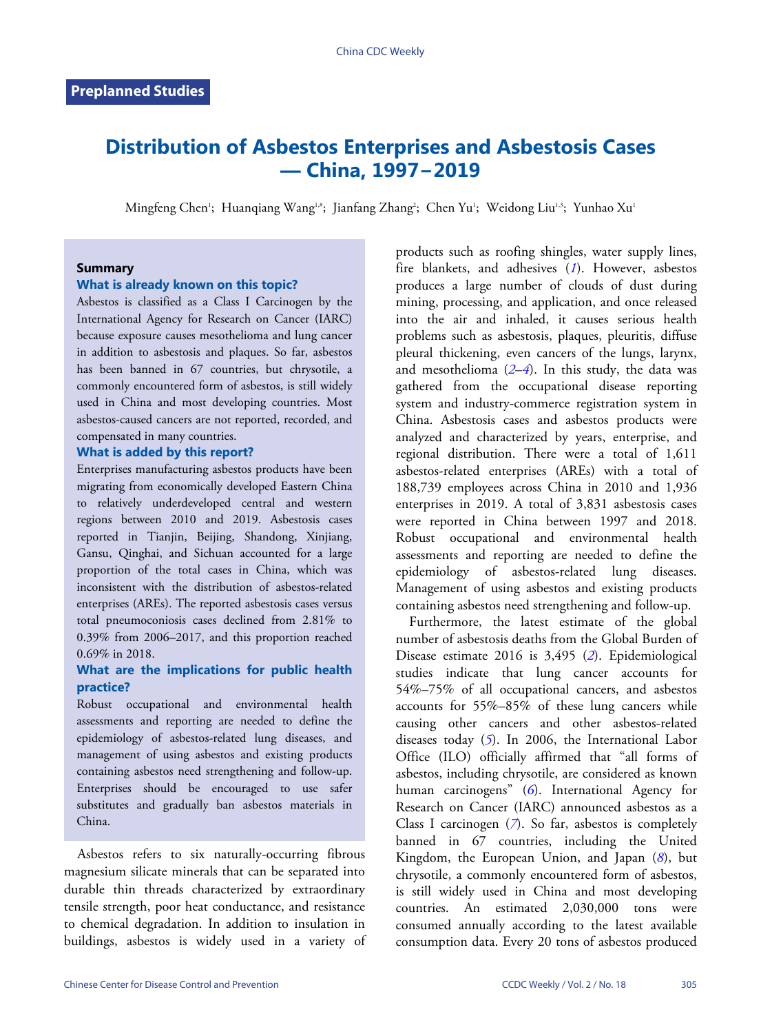Preplanned Studies

# Distribution of Asbestos Enterprises and Asbestosis Cases — China, 1997–2019

Mingfeng Chen[1]; Huanqiang Wang[1,#]; Jianfang Zhang[2]; Chen Yu[1]; Weidong Liu[1,3]; Yunhao Xu[1]

### Summary

**What is already known on this topic?**

Asbestos is classified as a Class I Carcinogen by the International Agency for Research on Cancer (IARC) because exposure causes mesothelioma and lung cancer in addition to asbestosis and plaques. So far, asbestos has been banned in 67 countries, but chrysotile, a commonly encountered form of asbestos, is still widely used in China and most developing countries. Most asbestos-caused cancers are not reported, recorded, and compensated in many countries.

**What is added by this report?**

Enterprises manufacturing asbestos products have been migrating from economically developed Eastern China to relatively underdeveloped central and western regions between 2010 and 2019. Asbestosis cases reported in Tianjin, Beijing, Shandong, Xinjiang, Gansu, Qinghai, and Sichuan accounted for a large proportion of the total cases in China, which was inconsistent with the distribution of asbestos-related enterprises (AREs). The reported asbestosis cases versus total pneumoconiosis cases declined from 2.81% to 0.39% from 2006–2017, and this proportion reached 0.69% in 2018.

**What are the implications for public health practice?**

Robust occupational and environmental health assessments and reporting are needed to define the epidemiology of asbestos-related lung diseases, and management of using asbestos and existing products containing asbestos need strengthening and follow-up. Enterprises should be encouraged to use safer substitutes and gradually ban asbestos materials in China.

Asbestos refers to six naturally-occurring fibrous magnesium silicate minerals that can be separated into durable thin threads characterized by extraordinary tensile strength, poor heat conductance, and resistance to chemical degradation. In addition to insulation in buildings, asbestos is widely used in a variety of products such as roofing shingles, water supply lines, fire blankets, and adhesives (*1*). However, asbestos produces a large number of clouds of dust during mining, processing, and application, and once released into the air and inhaled, it causes serious health problems such as asbestosis, plaques, pleuritis, diffuse pleural thickening, even cancers of the lungs, larynx, and mesothelioma (*2*–*4*). In this study, the data was gathered from the occupational disease reporting system and industry-commerce registration system in China. Asbestosis cases and asbestos products were analyzed and characterized by years, enterprise, and regional distribution. There were a total of 1,611 asbestos-related enterprises (AREs) with a total of 188,739 employees across China in 2010 and 1,936 enterprises in 2019. A total of 3,831 asbestosis cases were reported in China between 1997 and 2018. Robust occupational and environmental health assessments and reporting are needed to define the epidemiology of asbestos-related lung diseases. Management of using asbestos and existing products containing asbestos need strengthening and follow-up.

Furthermore, the latest estimate of the global number of asbestosis deaths from the Global Burden of Disease estimate 2016 is 3,495 (*2*). Epidemiological studies indicate that lung cancer accounts for 54%–75% of all occupational cancers, and asbestos accounts for 55%–85% of these lung cancers while causing other cancers and other asbestos-related diseases today (*5*). In 2006, the International Labor Office (ILO) officially affirmed that "all forms of asbestos, including chrysotile, are considered as known human carcinogens" (*6*). International Agency for Research on Cancer (IARC) announced asbestos as a Class I carcinogen (*7*). So far, asbestos is completely banned in 67 countries, including the United Kingdom, the European Union, and Japan (*8*), but chrysotile, a commonly encountered form of asbestos, is still widely used in China and most developing countries. An estimated 2,030,000 tons were consumed annually according to the latest available consumption data. Every 20 tons of asbestos produced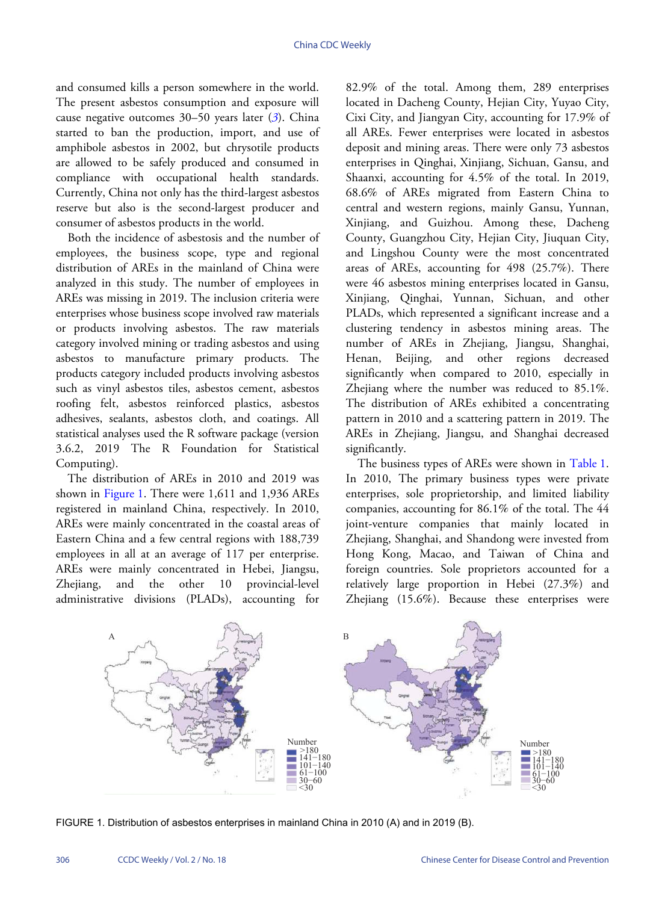and consumed kills a person somewhere in the world. The present asbestos consumption and exposure will cause negative outcomes 30–50 years later (*3*). China started to ban the production, import, and use of amphibole asbestos in 2002, but chrysotile products are allowed to be safely produced and consumed in compliance with occupational health standards. Currently, China not only has the third-largest asbestos reserve but also is the second-largest producer and consumer of asbestos products in the world.

Both the incidence of asbestosis and the number of employees, the business scope, type and regional distribution of AREs in the mainland of China were analyzed in this study. The number of employees in AREs was missing in 2019. The inclusion criteria were enterprises whose business scope involved raw materials or products involving asbestos. The raw materials category involved mining or trading asbestos and using asbestos to manufacture primary products. The products category included products involving asbestos such as vinyl asbestos tiles, asbestos cement, asbestos roofing felt, asbestos reinforced plastics, asbestos adhesives, sealants, asbestos cloth, and coatings. All statistical analyses used the R software package (version 3.6.2, 2019 The R Foundation for Statistical Computing).

The distribution of AREs in 2010 and 2019 was shown in Figure 1. There were 1,611 and 1,936 AREs registered in mainland China, respectively. In 2010, AREs were mainly concentrated in the coastal areas of Eastern China and a few central regions with 188,739 employees in all at an average of 117 per enterprise. AREs were mainly concentrated in Hebei, Jiangsu, Zhejiang, and the other 10 provincial-level administrative divisions (PLADs), accounting for 82.9% of the total. Among them, 289 enterprises located in Dacheng County, Hejian City, Yuyao City, Cixi City, and Jiangyan City, accounting for 17.9% of all AREs. Fewer enterprises were located in asbestos deposit and mining areas. There were only 73 asbestos enterprises in Qinghai, Xinjiang, Sichuan, Gansu, and Shaanxi, accounting for 4.5% of the total. In 2019, 68.6% of AREs migrated from Eastern China to central and western regions, mainly Gansu, Yunnan, Xinjiang, and Guizhou. Among these, Dacheng County, Guangzhou City, Hejian City, Jiuquan City, and Lingshou County were the most concentrated areas of AREs, accounting for 498 (25.7%). There were 46 asbestos mining enterprises located in Gansu, Xinjiang, Qinghai, Yunnan, Sichuan, and other PLADs, which represented a significant increase and a clustering tendency in asbestos mining areas. The number of AREs in Zhejiang, Jiangsu, Shanghai, Henan, Beijing, and other regions decreased significantly when compared to 2010, especially in Zhejiang where the number was reduced to 85.1%. The distribution of AREs exhibited a concentrating pattern in 2010 and a scattering pattern in 2019. The AREs in Zhejiang, Jiangsu, and Shanghai decreased significantly.

The business types of AREs were shown in Table 1. In 2010, The primary business types were private enterprises, sole proprietorship, and limited liability companies, accounting for 86.1% of the total. The 44 joint-venture companies that mainly located in Zhejiang, Shanghai, and Shandong were invested from Hong Kong, Macao, and Taiwan of China and foreign countries. Sole proprietors accounted for a relatively large proportion in Hebei (27.3%) and Zhejiang (15.6%). Because these enterprises were

FIGURE 1. Distribution of asbestos enterprises in mainland China in 2010 (A) and in 2019 (B).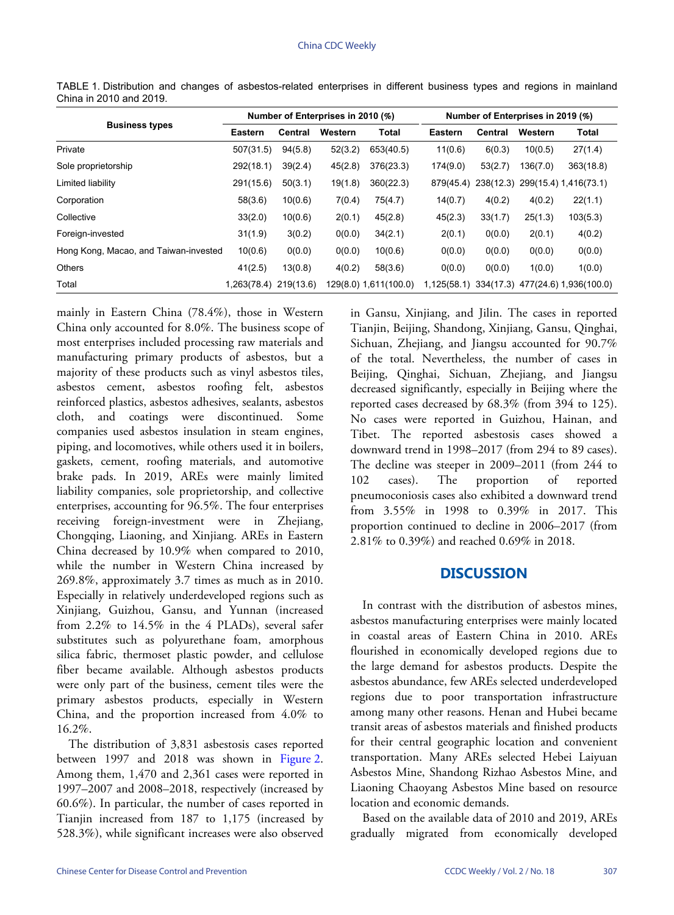TABLE 1. Distribution and changes of asbestos-related enterprises in different business types and regions in mainland China in 2010 and 2019.

| Business types | Number of Enterprises in 2010 (%) | | | | Number of Enterprises in 2019 (%) | | | |
|---|---|---|---|---|---|---|---|---|
| | Eastern | Central | Western | Total | Eastern | Central | Western | Total |
| Private | 507(31.5) | 94(5.8) | 52(3.2) | 653(40.5) | 11(0.6) | 6(0.3) | 10(0.5) | 27(1.4) |
| Sole proprietorship | 292(18.1) | 39(2.4) | 45(2.8) | 376(23.3) | 174(9.0) | 53(2.7) | 136(7.0) | 363(18.8) |
| Limited liability | 291(15.6) | 50(3.1) | 19(1.8) | 360(22.3) | 879(45.4) | 238(12.3) | 299(15.4) | 1,416(73.1) |
| Corporation | 58(3.6) | 10(0.6) | 7(0.4) | 75(4.7) | 14(0.7) | 4(0.2) | 4(0.2) | 22(1.1) |
| Collective | 33(2.0) | 10(0.6) | 2(0.1) | 45(2.8) | 45(2.3) | 33(1.7) | 25(1.3) | 103(5.3) |
| Foreign-invested | 31(1.9) | 3(0.2) | 0(0.0) | 34(2.1) | 2(0.1) | 0(0.0) | 2(0.1) | 4(0.2) |
| Hong Kong, Macao, and Taiwan-invested | 10(0.6) | 0(0.0) | 0(0.0) | 10(0.6) | 0(0.0) | 0(0.0) | 0(0.0) | 0(0.0) |
| Others | 41(2.5) | 13(0.8) | 4(0.2) | 58(3.6) | 0(0.0) | 0(0.0) | 1(0.0) | 1(0.0) |
| Total | 1,263(78.4) | 219(13.6) | 129(8.0) | 1,611(100.0) | 1,125(58.1) | 334(17.3) | 477(24.6) | 1,936(100.0) |

mainly in Eastern China (78.4%), those in Western China only accounted for 8.0%. The business scope of most enterprises included processing raw materials and manufacturing primary products of asbestos, but a majority of these products such as vinyl asbestos tiles, asbestos cement, asbestos roofing felt, asbestos reinforced plastics, asbestos adhesives, sealants, asbestos cloth, and coatings were discontinued. Some companies used asbestos insulation in steam engines, piping, and locomotives, while others used it in boilers, gaskets, cement, roofing materials, and automotive brake pads. In 2019, AREs were mainly limited liability companies, sole proprietorship, and collective enterprises, accounting for 96.5%. The four enterprises receiving foreign-investment were in Zhejiang, Chongqing, Liaoning, and Xinjiang. AREs in Eastern China decreased by 10.9% when compared to 2010, while the number in Western China increased by 269.8%, approximately 3.7 times as much as in 2010. Especially in relatively underdeveloped regions such as Xinjiang, Guizhou, Gansu, and Yunnan (increased from 2.2% to 14.5% in the 4 PLADs), several safer substitutes such as polyurethane foam, amorphous silica fabric, thermoset plastic powder, and cellulose fiber became available. Although asbestos products were only part of the business, cement tiles were the primary asbestos products, especially in Western China, and the proportion increased from 4.0% to 16.2%.

The distribution of 3,831 asbestosis cases reported between 1997 and 2018 was shown in Figure 2. Among them, 1,470 and 2,361 cases were reported in 1997–2007 and 2008–2018, respectively (increased by 60.6%). In particular, the number of cases reported in Tianjin increased from 187 to 1,175 (increased by 528.3%), while significant increases were also observed in Gansu, Xinjiang, and Jilin. The cases in reported Tianjin, Beijing, Shandong, Xinjiang, Gansu, Qinghai, Sichuan, Zhejiang, and Jiangsu accounted for 90.7% of the total. Nevertheless, the number of cases in Beijing, Qinghai, Sichuan, Zhejiang, and Jiangsu decreased significantly, especially in Beijing where the reported cases decreased by 68.3% (from 394 to 125). No cases were reported in Guizhou, Hainan, and Tibet. The reported asbestosis cases showed a downward trend in 1998–2017 (from 294 to 89 cases). The decline was steeper in 2009–2011 (from 244 to 102 cases). The proportion of reported pneumoconiosis cases also exhibited a downward trend from 3.55% in 1998 to 0.39% in 2017. This proportion continued to decline in 2006–2017 (from 2.81% to 0.39%) and reached 0.69% in 2018.

## DISCUSSION

In contrast with the distribution of asbestos mines, asbestos manufacturing enterprises were mainly located in coastal areas of Eastern China in 2010. AREs flourished in economically developed regions due to the large demand for asbestos products. Despite the asbestos abundance, few AREs selected underdeveloped regions due to poor transportation infrastructure among many other reasons. Henan and Hubei became transit areas of asbestos materials and finished products for their central geographic location and convenient transportation. Many AREs selected Hebei Laiyuan Asbestos Mine, Shandong Rizhao Asbestos Mine, and Liaoning Chaoyang Asbestos Mine based on resource location and economic demands.

Based on the available data of 2010 and 2019, AREs gradually migrated from economically developed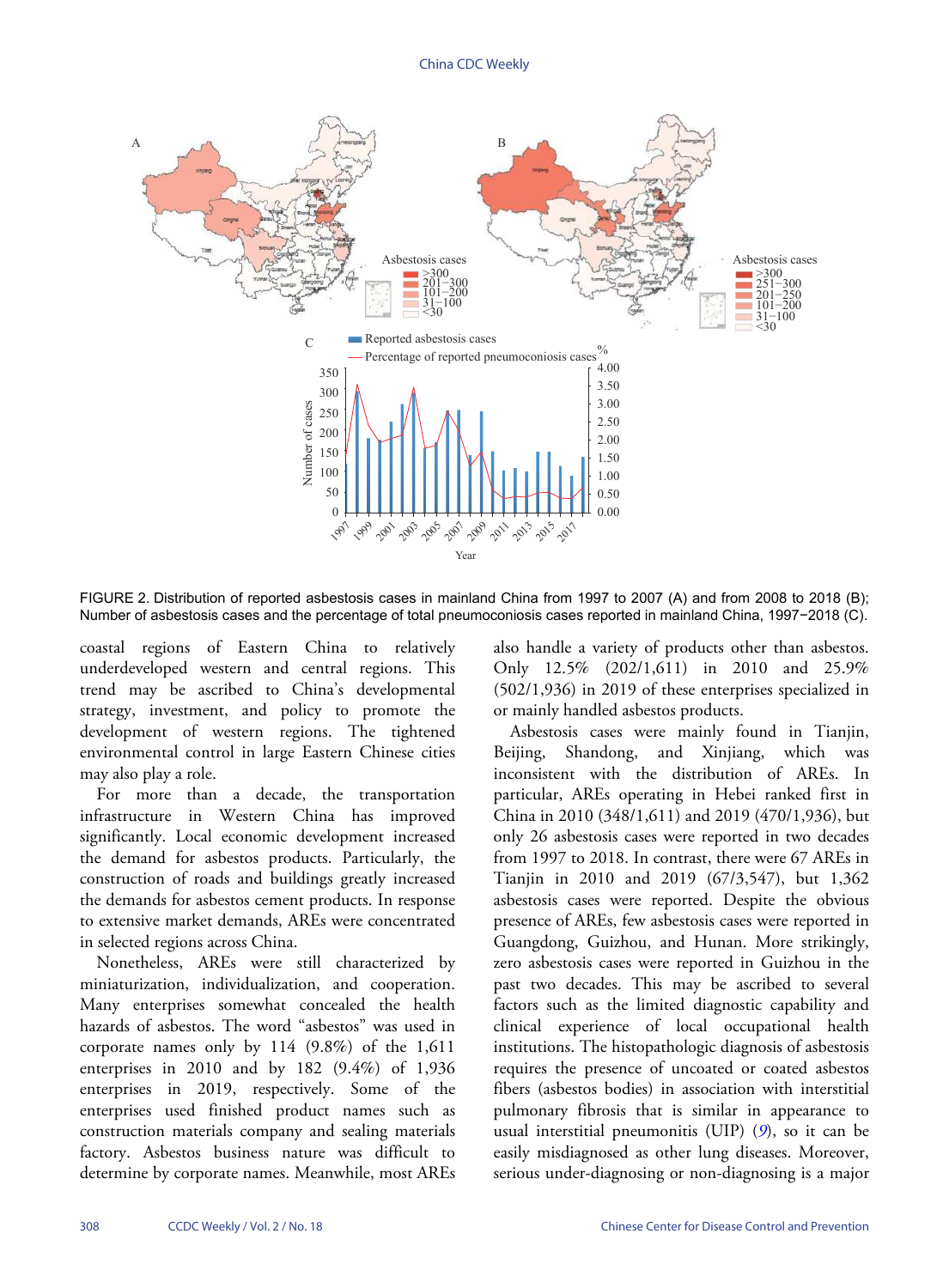FIGURE 2. Distribution of reported asbestosis cases in mainland China from 1997 to 2007 (A) and from 2008 to 2018 (B); Number of asbestosis cases and the percentage of total pneumoconiosis cases reported in mainland China, 1997−2018 (C).

coastal regions of Eastern China to relatively underdeveloped western and central regions. This trend may be ascribed to China's developmental strategy, investment, and policy to promote the development of western regions. The tightened environmental control in large Eastern Chinese cities may also play a role.

For more than a decade, the transportation infrastructure in Western China has improved significantly. Local economic development increased the demand for asbestos products. Particularly, the construction of roads and buildings greatly increased the demands for asbestos cement products. In response to extensive market demands, AREs were concentrated in selected regions across China.

Nonetheless, AREs were still characterized by miniaturization, individualization, and cooperation. Many enterprises somewhat concealed the health hazards of asbestos. The word "asbestos" was used in corporate names only by 114 (9.8%) of the 1,611 enterprises in 2010 and by 182 (9.4%) of 1,936 enterprises in 2019, respectively. Some of the enterprises used finished product names such as construction materials company and sealing materials factory. Asbestos business nature was difficult to determine by corporate names. Meanwhile, most AREs also handle a variety of products other than asbestos. Only 12.5% (202/1,611) in 2010 and 25.9% (502/1,936) in 2019 of these enterprises specialized in or mainly handled asbestos products.

Asbestosis cases were mainly found in Tianjin, Beijing, Shandong, and Xinjiang, which was inconsistent with the distribution of AREs. In particular, AREs operating in Hebei ranked first in China in 2010 (348/1,611) and 2019 (470/1,936), but only 26 asbestosis cases were reported in two decades from 1997 to 2018. In contrast, there were 67 AREs in Tianjin in 2010 and 2019 (67/3,547), but 1,362 asbestosis cases were reported. Despite the obvious presence of AREs, few asbestosis cases were reported in Guangdong, Guizhou, and Hunan. More strikingly, zero asbestosis cases were reported in Guizhou in the past two decades. This may be ascribed to several factors such as the limited diagnostic capability and clinical experience of local occupational health institutions. The histopathologic diagnosis of asbestosis requires the presence of uncoated or coated asbestos fibers (asbestos bodies) in association with interstitial pulmonary fibrosis that is similar in appearance to usual interstitial pneumonitis (UIP) (*9*), so it can be easily misdiagnosed as other lung diseases. Moreover, serious under-diagnosing or non-diagnosing is a major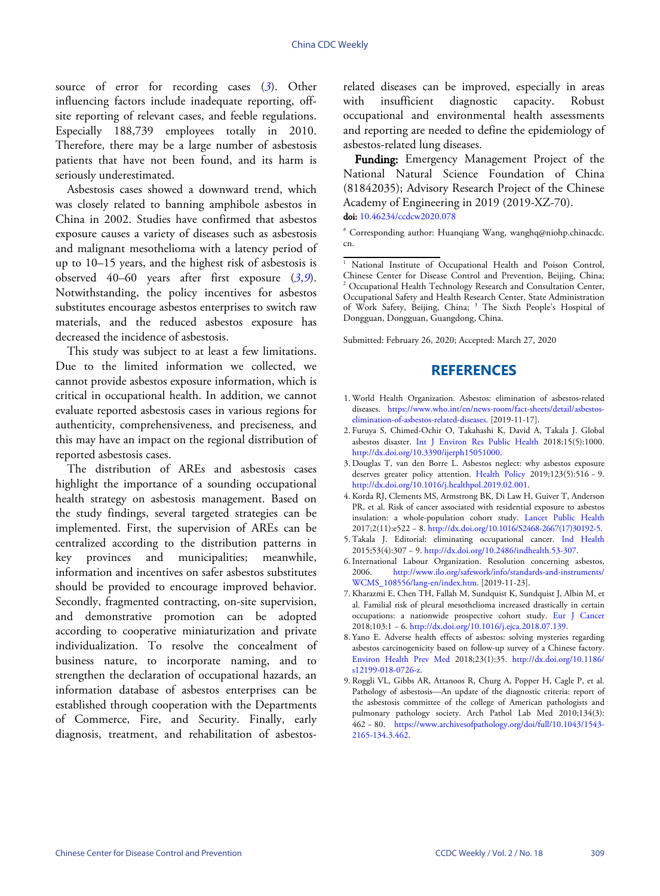source of error for recording cases ([3]). Other influencing factors include inadequate reporting, off-site reporting of relevant cases, and feeble regulations. Especially 188,739 employees totally in 2010. Therefore, there may be a large number of asbestosis patients that have not been found, and its harm is seriously underestimated.

Asbestosis cases showed a downward trend, which was closely related to banning amphibole asbestos in China in 2002. Studies have confirmed that asbestos exposure causes a variety of diseases such as asbestosis and malignant mesothelioma with a latency period of up to 10–15 years, and the highest risk of asbestosis is observed 40–60 years after first exposure ([3,9]). Notwithstanding, the policy incentives for asbestos substitutes encourage asbestos enterprises to switch raw materials, and the reduced asbestos exposure has decreased the incidence of asbestosis.

This study was subject to at least a few limitations. Due to the limited information we collected, we cannot provide asbestos exposure information, which is critical in occupational health. In addition, we cannot evaluate reported asbestosis cases in various regions for authenticity, comprehensiveness, and preciseness, and this may have an impact on the regional distribution of reported asbestosis cases.

The distribution of AREs and asbestosis cases highlight the importance of a sounding occupational health strategy on asbestosis management. Based on the study findings, several targeted strategies can be implemented. First, the supervision of AREs can be centralized according to the distribution patterns in key provinces and municipalities; meanwhile, information and incentives on safer asbestos substitutes should be provided to encourage improved behavior. Secondly, fragmented contracting, on-site supervision, and demonstrative promotion can be adopted according to cooperative miniaturization and private individualization. To resolve the concealment of business nature, to incorporate naming, and to strengthen the declaration of occupational hazards, an information database of asbestos enterprises can be established through cooperation with the Departments of Commerce, Fire, and Security. Finally, early diagnosis, treatment, and rehabilitation of asbestos-related diseases can be improved, especially in areas with insufficient diagnostic capacity. Robust occupational and environmental health assessments and reporting are needed to define the epidemiology of asbestos-related lung diseases.

**Funding:** Emergency Management Project of the National Natural Science Foundation of China (81842035); Advisory Research Project of the Chinese Academy of Engineering in 2019 (2019-XZ-70).

**doi:** 10.46234/ccdcw2020.078

[#] Corresponding author: Huanqiang Wang, wanghq@niohp.chinacdc.cn.

---

[1] National Institute of Occupational Health and Poison Control, Chinese Center for Disease Control and Prevention, Beijing, China; [2] Occupational Health Technology Research and Consultation Center, Occupational Safety and Health Research Center, State Administration of Work Safety, Beijing, China; [3] The Sixth People's Hospital of Dongguan, Dongguan, Guangdong, China.

Submitted: February 26, 2020; Accepted: March 27, 2020

## REFERENCES

1. World Health Organization. Asbestos: elimination of asbestos-related diseases. https://www.who.int/en/news-room/fact-sheets/detail/asbestos-elimination-of-asbestos-related-diseases. [2019-11-17].
2. Furuya S, Chimed-Ochir O, Takahashi K, David A, Takala J. Global asbestos disaster. Int J Environ Res Public Health 2018;15(5):1000. http://dx.doi.org/10.3390/ijerph15051000.
3. Douglas T, van den Borre L. Asbestos neglect: why asbestos exposure deserves greater policy attention. Health Policy 2019;123(5):516 – 9. http://dx.doi.org/10.1016/j.healthpol.2019.02.001.
4. Korda RJ, Clements MS, Armstrong BK, Di Law H, Guiver T, Anderson PR, et al. Risk of cancer associated with residential exposure to asbestos insulation: a whole-population cohort study. Lancet Public Health 2017;2(11):e522 – 8. http://dx.doi.org/10.1016/S2468-2667(17)30192-5.
5. Takala J. Editorial: eliminating occupational cancer. Ind Health 2015;53(4):307 – 9. http://dx.doi.org/10.2486/indhealth.53-307.
6. International Labour Organization. Resolution concerning asbestos, 2006. http://www.ilo.org/safework/info/standards-and-instruments/WCMS_108556/lang-en/index.htm. [2019-11-23].
7. Kharazmi E, Chen TH, Fallah M, Sundquist K, Sundquist J, Albin M, et al. Familial risk of pleural mesothelioma increased drastically in certain occupations: a nationwide prospective cohort study. Eur J Cancer 2018;103:1 – 6. http://dx.doi.org/10.1016/j.ejca.2018.07.139.
8. Yano E. Adverse health effects of asbestos: solving mysteries regarding asbestos carcinogenicity based on follow-up survey of a Chinese factory. Environ Health Prev Med 2018;23(1):35. http://dx.doi.org/10.1186/s12199-018-0726-z.
9. Roggli VL, Gibbs AR, Attanoos R, Churg A, Popper H, Cagle P, et al. Pathology of asbestosis—An update of the diagnostic criteria: report of the asbestosis committee of the college of American pathologists and pulmonary pathology society. Arch Pathol Lab Med 2010;134(3):462 – 80. https://www.archivesofpathology.org/doi/full/10.1043/1543-2165-134.3.462.